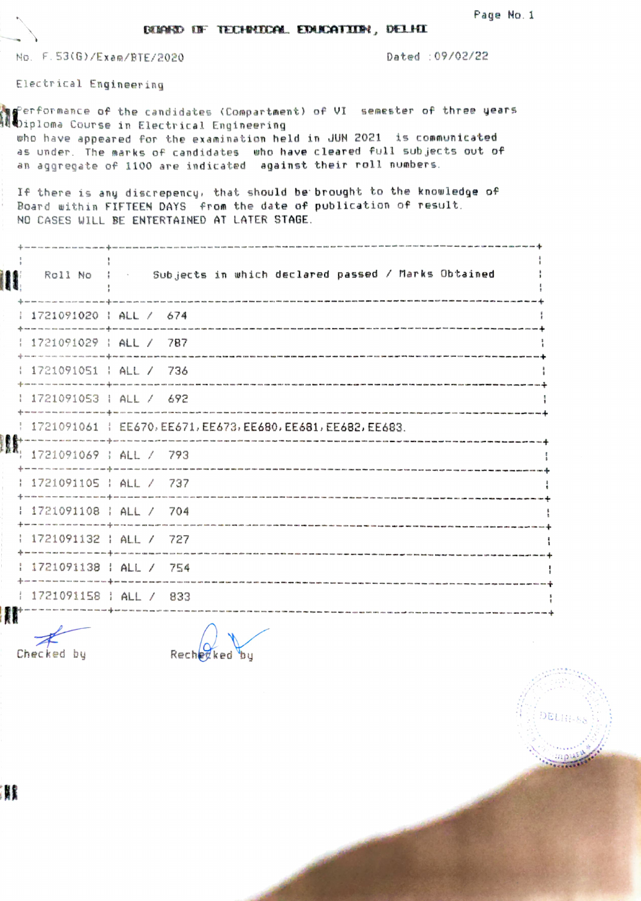# BOARD OF TECHNICAL EDUCATION, DELHI

No. F.53(G)/Exam/BTE/2020

Dated :09/02/22

Electrical Engineering

Performance of the candidates (Compartment) of VI semester of three years Diploma Course in Electrical Engineering who have appeared for the examination held in JUN 2021 is communicated as under. The marks of candidates who have cleared full subjects out of an aggregate of 1100 are indicated against their roll numbers.

If there is any discrepency, that should be brought to the knowledge of Board within FIFTEEN DAYS from the date of publication of result. NO CASES WILL BE ENTERTAINED AT LATER STAGE.

| Roll No | Subjects in which declared passed / Marks Obtained |
|---|---|
| 1721091020 | ALL / 674 |
| 1721091029 | ALL / 787 |
| 1721091051 | ALL / 736 |
| 1721091053 | ALL / 692 |
| 1721091061 | EE670, EE671, EE673, EE680, EE681, EE682, EE683. |
| 1721091069 | ALL / 793 |
| 1721091105 | ALL / 737 |
| 1721091108 | ALL / 704 |
| 1721091132 | ALL / 727 |
| 1721091138 | ALL / 754 |
| 1721091158 | ALL / 833 |

Checked by

Rechecked by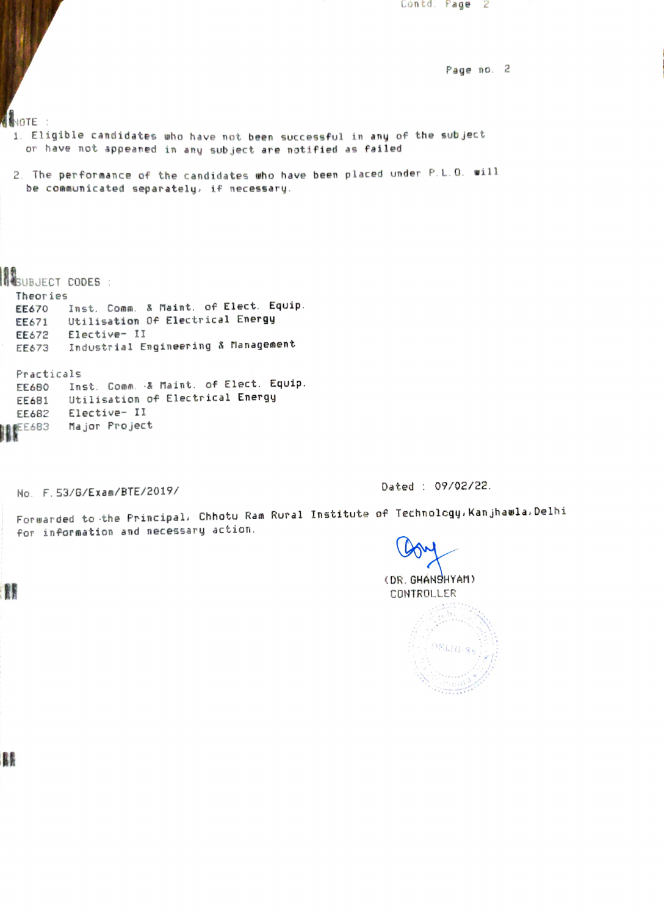Contd. Page 2

NOTE :

1. Eligible candidates who have not been successful in any of the subject or have not appeared in any subject are notified as failed

2. The performance of the candidates who have been placed under P.L.O. will be communicated separately, if necessary.

SUBJECT CODES :

Theories

| | |
|---|---|
| EE670 | Inst. Comm. & Maint. of Elect. Equip. |
| EE671 | Utilisation Of Electrical Energy |
| EE672 | Elective- II |
| EE673 | Industrial Engineering & Management |

Practicals

| | |
|---|---|
| EE680 | Inst. Comm. & Maint. of Elect. Equip. |
| EE681 | Utilisation of Electrical Energy |
| EE682 | Elective- II |
| EE683 | Major Project |

No. F.53/G/Exam/BTE/2019/

Dated : 09/02/22.

Forwarded to the Principal, Chhotu Ram Rural Institute of Technology, Kanjhawla, Delhi for information and necessary action.

(DR. GHANSHYAM)
CONTROLLER